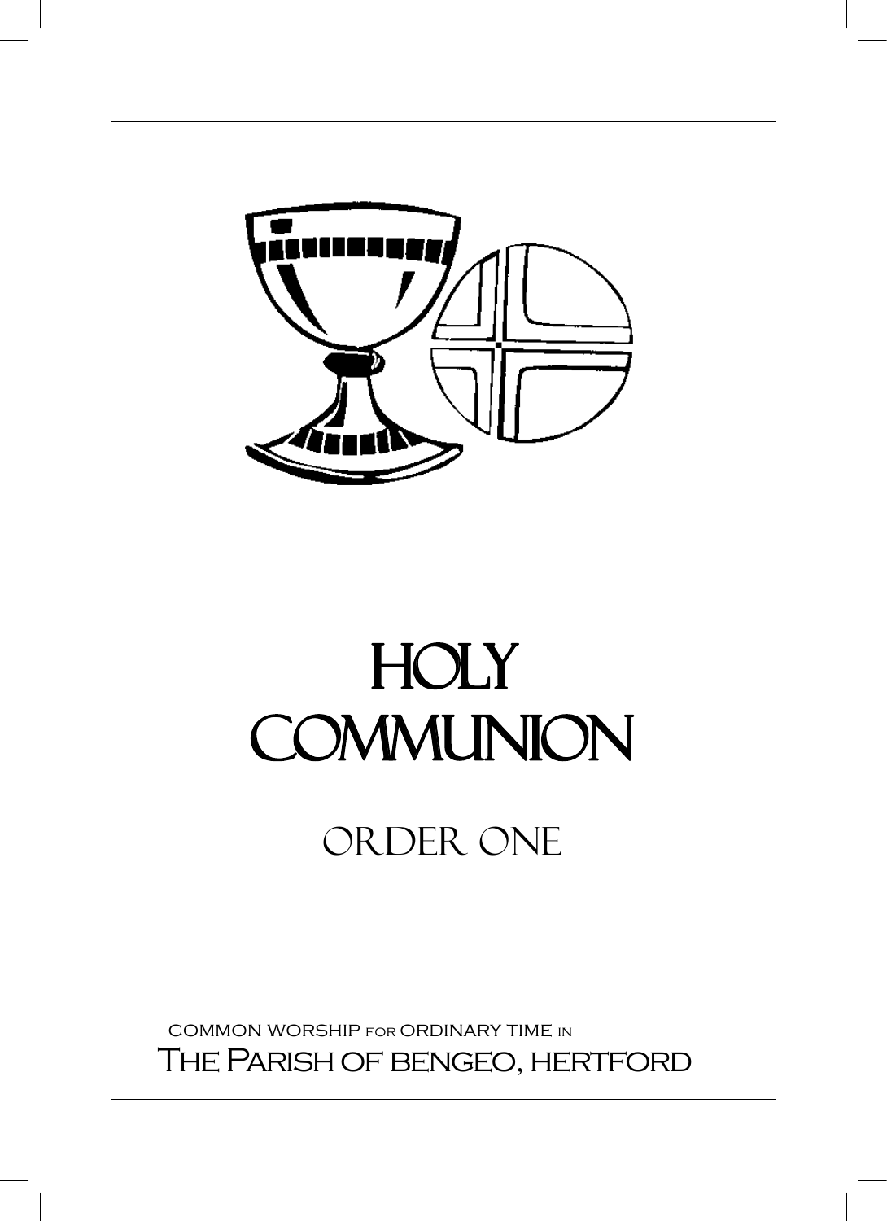# HOLY COMMUNION

## ORDER ONE

COMMON WORSHIP FOR ORDINARY TIME IN

THE PARISH OF BENGEO, HERTFORD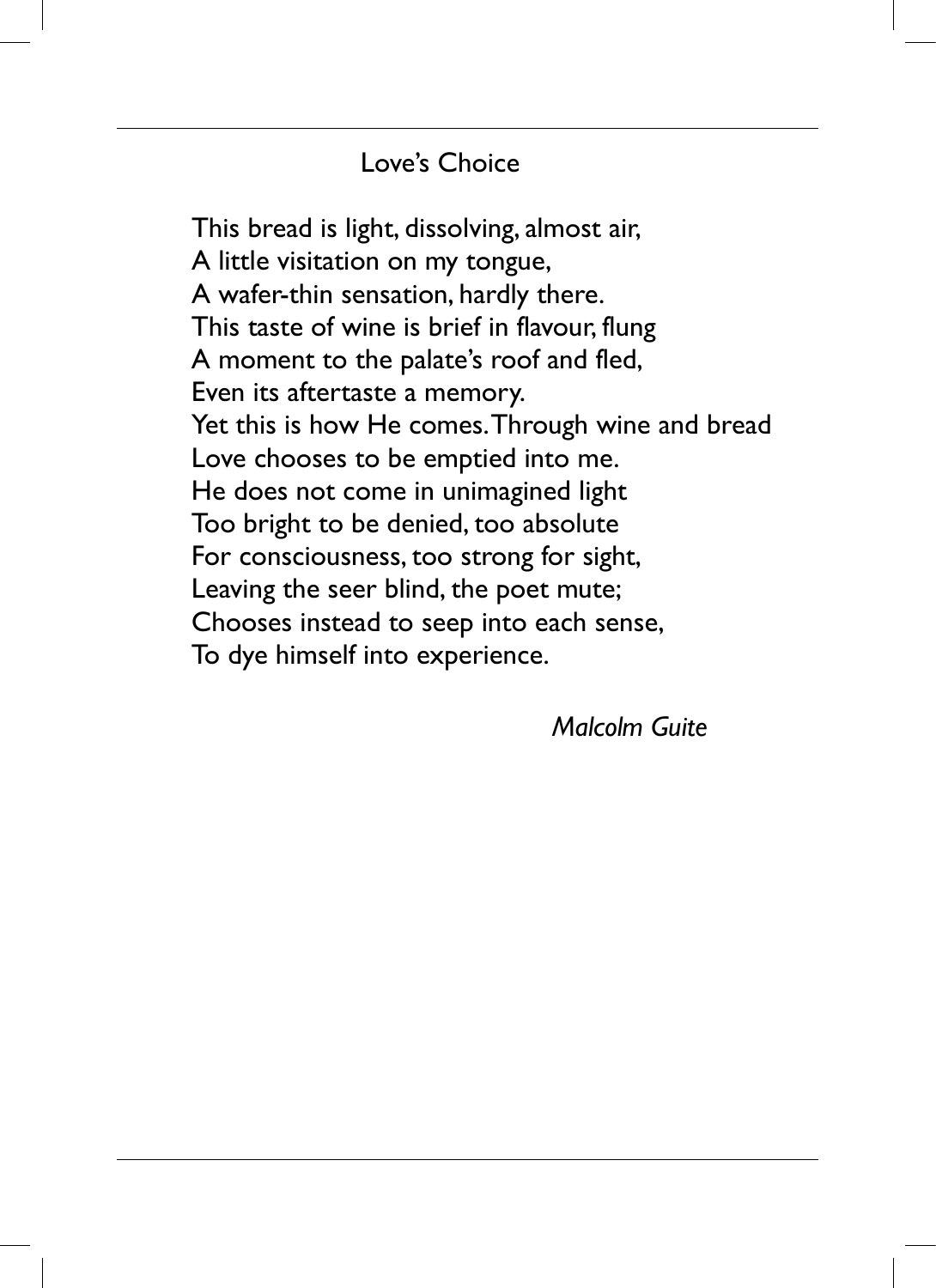## Love's Choice

This bread is light, dissolving, almost air,  
A little visitation on my tongue,  
A wafer-thin sensation, hardly there.  
This taste of wine is brief in flavour, flung  
A moment to the palate's roof and fled,  
Even its aftertaste a memory.  
Yet this is how He comes. Through wine and bread  
Love chooses to be emptied into me.  
He does not come in unimagined light  
Too bright to be denied, too absolute  
For consciousness, too strong for sight,  
Leaving the seer blind, the poet mute;  
Chooses instead to seep into each sense,  
To dye himself into experience.

*Malcolm Guite*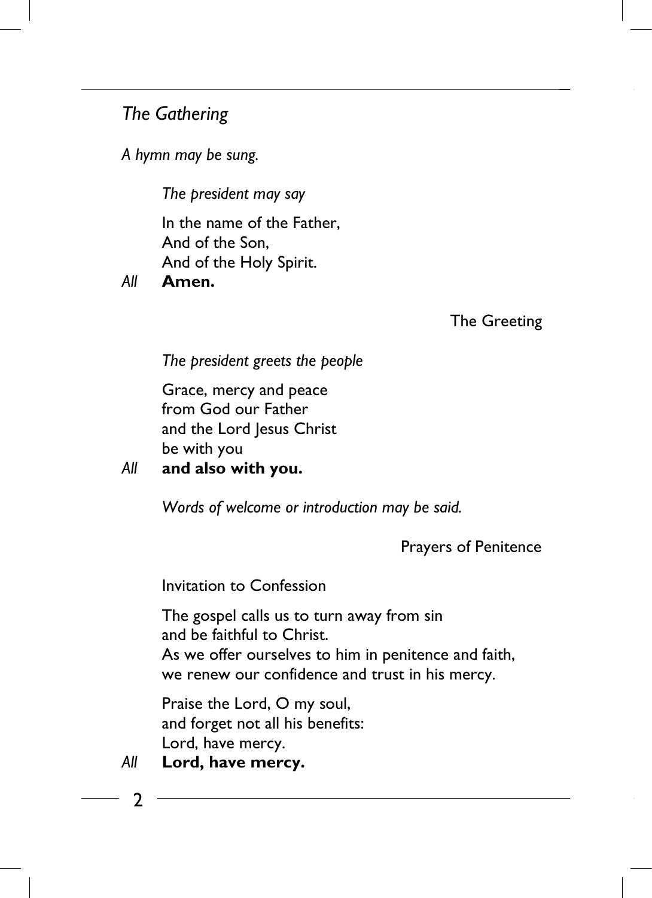## *The Gathering*

*A hymn may be sung.*

*The president may say*

In the name of the Father,
And of the Son,
And of the Holy Spirit.

*All* **Amen.**

### The Greeting

*The president greets the people*

Grace, mercy and peace
from God our Father
and the Lord Jesus Christ
be with you

*All* **and also with you.**

*Words of welcome or introduction may be said.*

### Prayers of Penitence

Invitation to Confession

The gospel calls us to turn away from sin
and be faithful to Christ.
As we offer ourselves to him in penitence and faith,
we renew our confidence and trust in his mercy.

Praise the Lord, O my soul,
and forget not all his benefits:
Lord, have mercy.

*All* **Lord, have mercy.**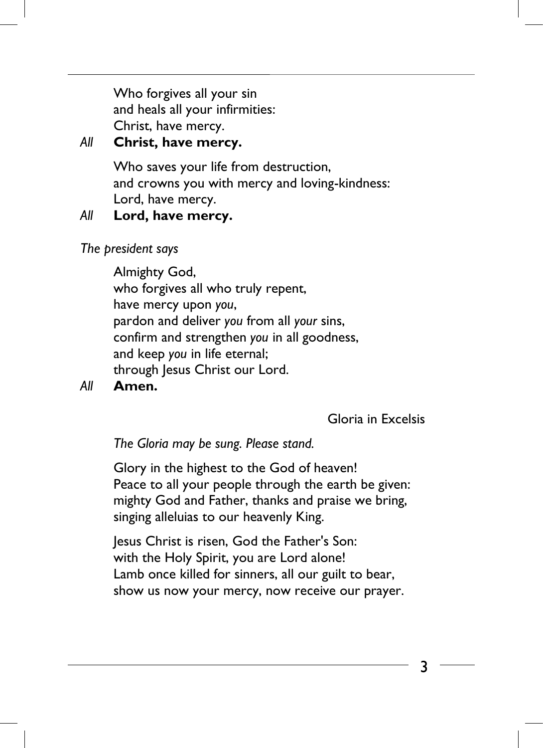Who forgives all your sin  
and heals all your infirmities:  
Christ, have mercy.

*All* **Christ, have mercy.**

Who saves your life from destruction,  
and crowns you with mercy and loving-kindness:  
Lord, have mercy.

*All* **Lord, have mercy.**

*The president says*

Almighty God,  
who forgives all who truly repent,  
have mercy upon *you*,  
pardon and deliver *you* from all *your* sins,  
confirm and strengthen *you* in all goodness,  
and keep *you* in life eternal;  
through Jesus Christ our Lord.

*All* **Amen.**

### Gloria in Excelsis

*The Gloria may be sung. Please stand.*

Glory in the highest to the God of heaven!  
Peace to all your people through the earth be given:  
mighty God and Father, thanks and praise we bring,  
singing alleluias to our heavenly King.

Jesus Christ is risen, God the Father's Son:  
with the Holy Spirit, you are Lord alone!  
Lamb once killed for sinners, all our guilt to bear,  
show us now your mercy, now receive our prayer.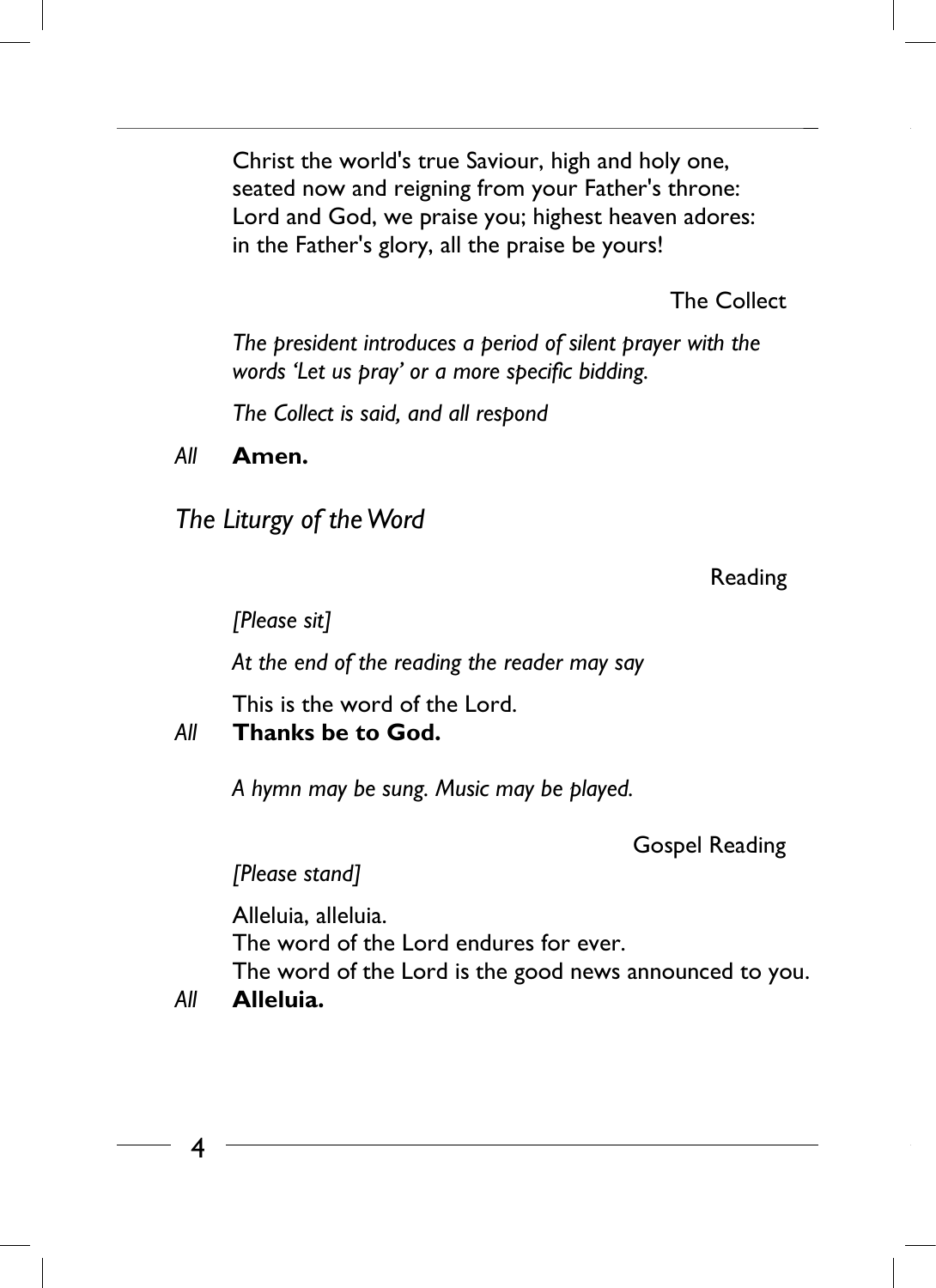Christ the world's true Saviour, high and holy one,
seated now and reigning from your Father's throne:
Lord and God, we praise you; highest heaven adores:
in the Father's glory, all the praise be yours!

### The Collect

*The president introduces a period of silent prayer with the words 'Let us pray' or a more specific bidding.*

*The Collect is said, and all respond*

*All* **Amen.**

## *The Liturgy of the Word*

### Reading

*[Please sit]*

*At the end of the reading the reader may say*

This is the word of the Lord.
*All* **Thanks be to God.**

*A hymn may be sung. Music may be played.*

### Gospel Reading

*[Please stand]*

Alleluia, alleluia.
The word of the Lord endures for ever.
The word of the Lord is the good news announced to you.
*All* **Alleluia.**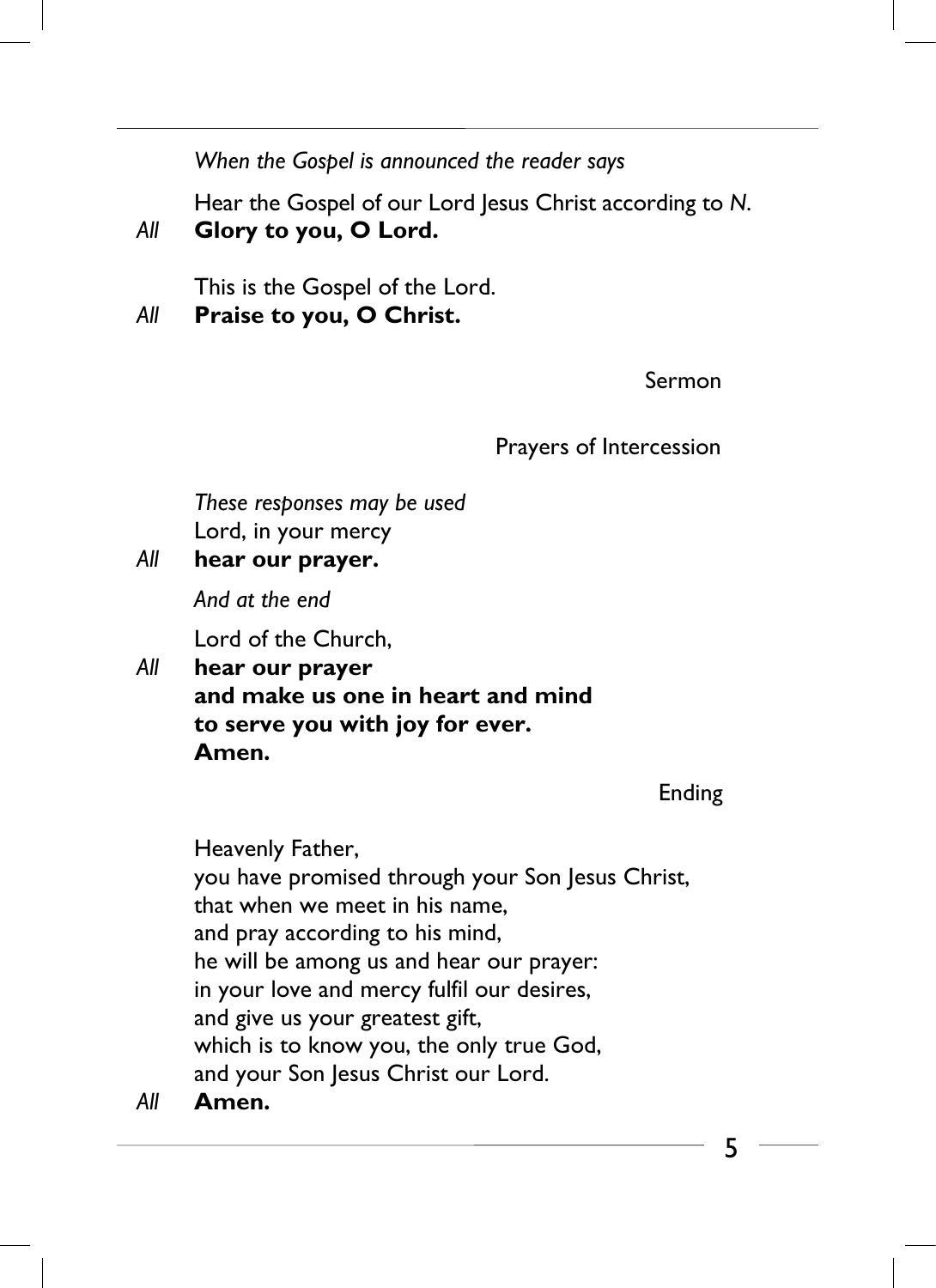*When the Gospel is announced the reader says*

Hear the Gospel of our Lord Jesus Christ according to *N*.

*All* **Glory to you, O Lord.**

This is the Gospel of the Lord.

*All* **Praise to you, O Christ.**

## Sermon

## Prayers of Intercession

*These responses may be used*

Lord, in your mercy

*All* **hear our prayer.**

*And at the end*

Lord of the Church,

*All* **hear our prayer**
**and make us one in heart and mind**
**to serve you with joy for ever.**
**Amen.**

## Ending

Heavenly Father,
you have promised through your Son Jesus Christ,
that when we meet in his name,
and pray according to his mind,
he will be among us and hear our prayer:
in your love and mercy fulfil our desires,
and give us your greatest gift,
which is to know you, the only true God,
and your Son Jesus Christ our Lord.

*All* **Amen.**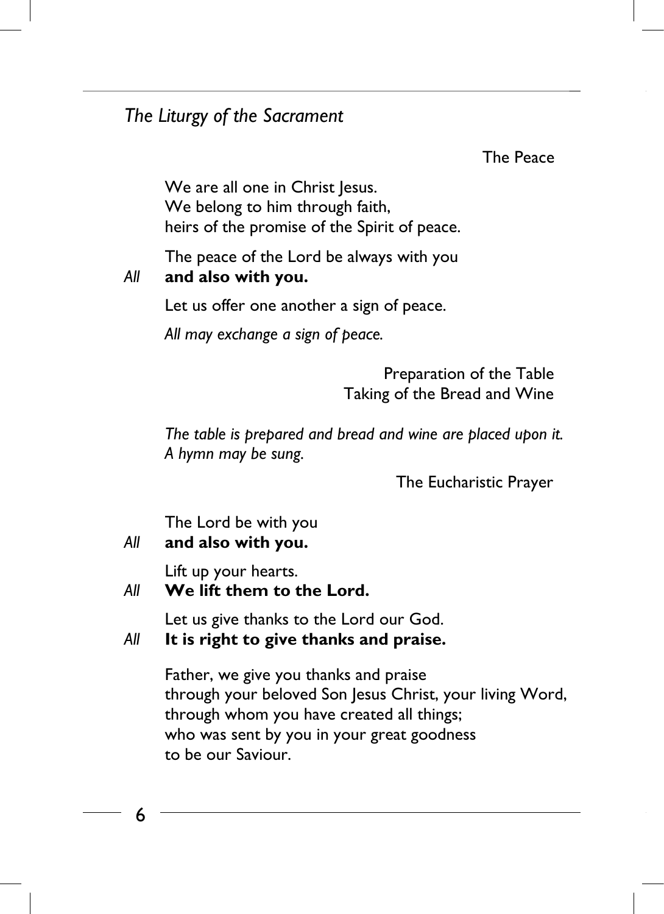## *The Liturgy of the Sacrament*

### The Peace

We are all one in Christ Jesus.
We belong to him through faith,
heirs of the promise of the Spirit of peace.

The peace of the Lord be always with you

*All* **and also with you.**

Let us offer one another a sign of peace.

*All may exchange a sign of peace.*

### Preparation of the Table
### Taking of the Bread and Wine

*The table is prepared and bread and wine are placed upon it.*
*A hymn may be sung.*

### The Eucharistic Prayer

The Lord be with you

*All* **and also with you.**

Lift up your hearts.

*All* **We lift them to the Lord.**

Let us give thanks to the Lord our God.

*All* **It is right to give thanks and praise.**

Father, we give you thanks and praise
through your beloved Son Jesus Christ, your living Word,
through whom you have created all things;
who was sent by you in your great goodness
to be our Saviour.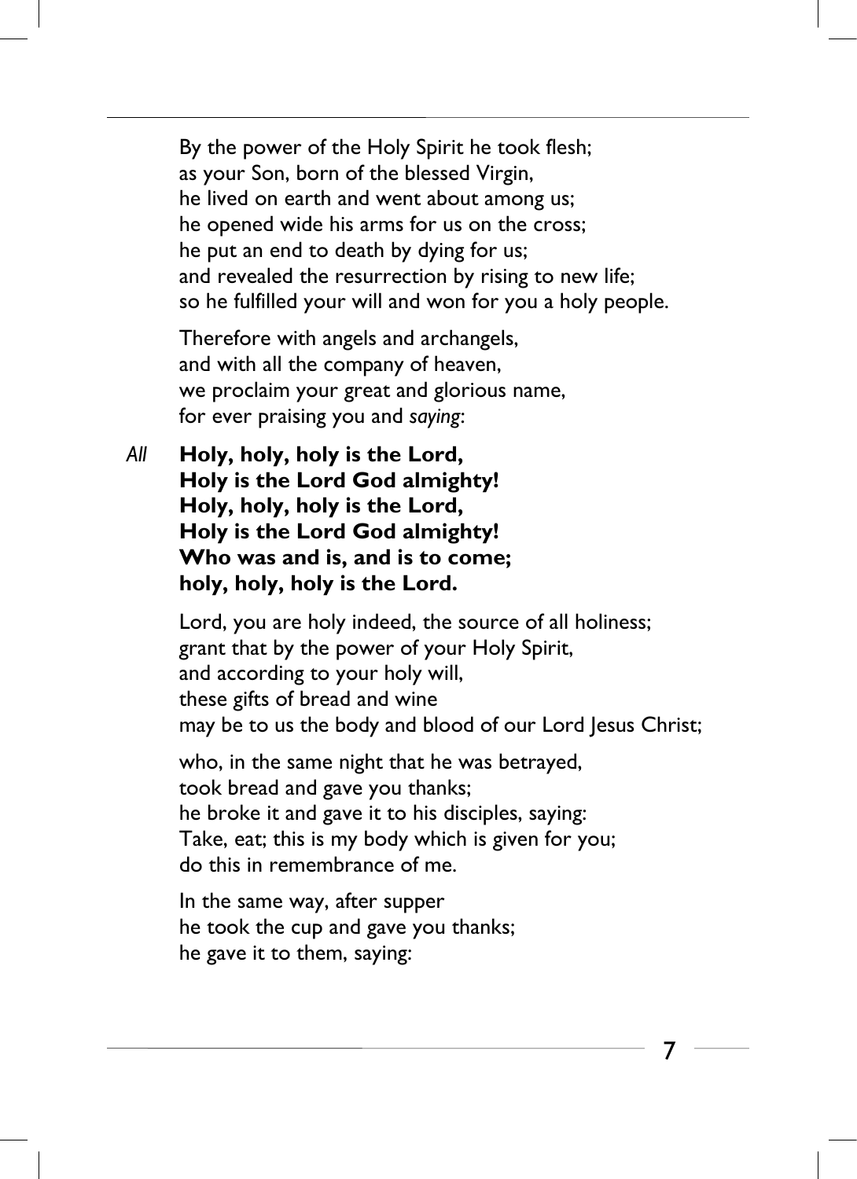By the power of the Holy Spirit he took flesh;
as your Son, born of the blessed Virgin,
he lived on earth and went about among us;
he opened wide his arms for us on the cross;
he put an end to death by dying for us;
and revealed the resurrection by rising to new life;
so he fulfilled your will and won for you a holy people.

Therefore with angels and archangels,
and with all the company of heaven,
we proclaim your great and glorious name,
for ever praising you and *saying*:

*All* **Holy, holy, holy is the Lord,
Holy is the Lord God almighty!
Holy, holy, holy is the Lord,
Holy is the Lord God almighty!
Who was and is, and is to come;
holy, holy, holy is the Lord.**

Lord, you are holy indeed, the source of all holiness;
grant that by the power of your Holy Spirit,
and according to your holy will,
these gifts of bread and wine
may be to us the body and blood of our Lord Jesus Christ;

who, in the same night that he was betrayed,
took bread and gave you thanks;
he broke it and gave it to his disciples, saying:
Take, eat; this is my body which is given for you;
do this in remembrance of me.

In the same way, after supper
he took the cup and gave you thanks;
he gave it to them, saying: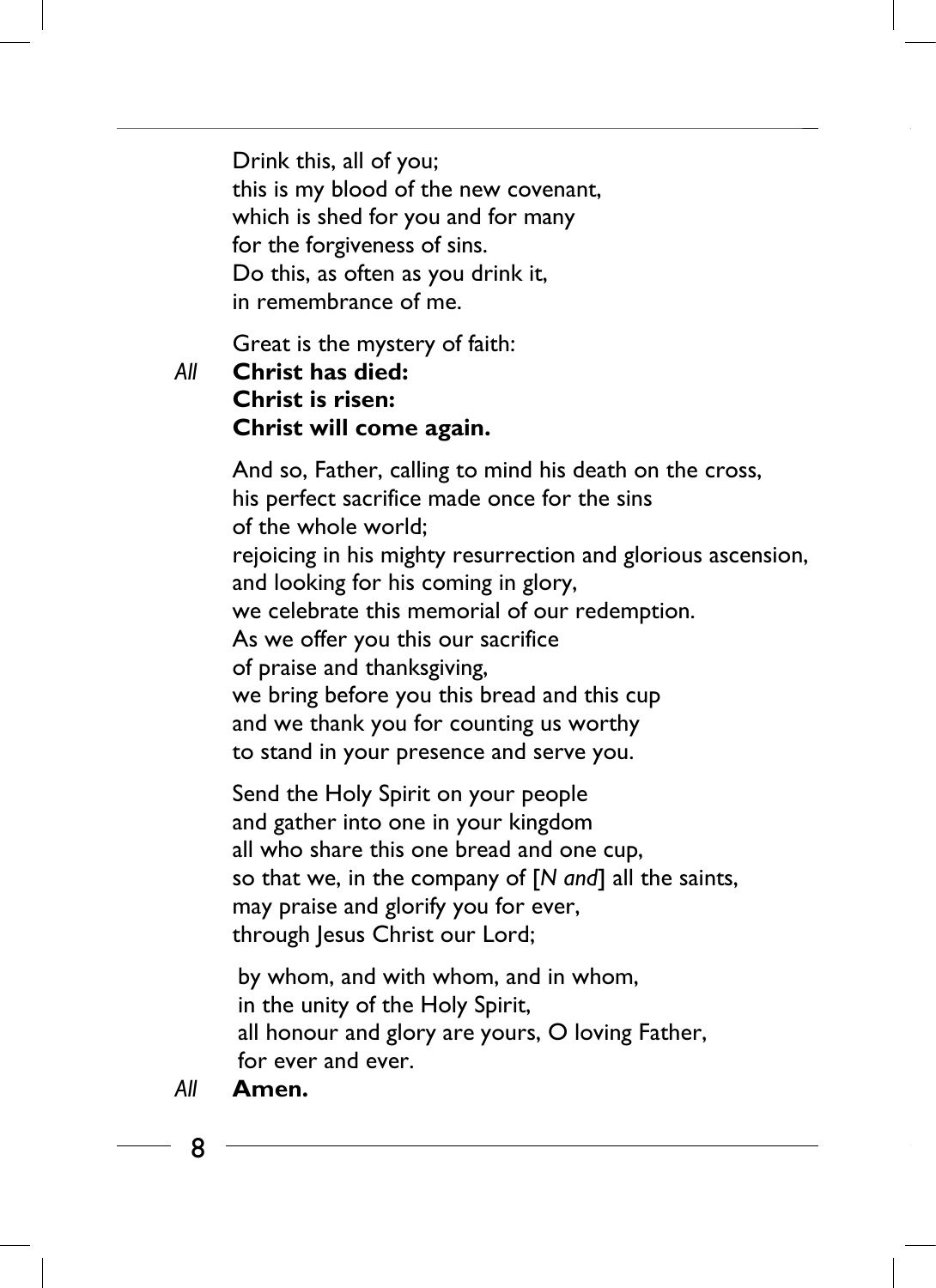Drink this, all of you;
this is my blood of the new covenant,
which is shed for you and for many
for the forgiveness of sins.
Do this, as often as you drink it,
in remembrance of me.

Great is the mystery of faith:

*All* **Christ has died:**
**Christ is risen:**
**Christ will come again.**

And so, Father, calling to mind his death on the cross,
his perfect sacrifice made once for the sins
of the whole world;
rejoicing in his mighty resurrection and glorious ascension,
and looking for his coming in glory,
we celebrate this memorial of our redemption.
As we offer you this our sacrifice
of praise and thanksgiving,
we bring before you this bread and this cup
and we thank you for counting us worthy
to stand in your presence and serve you.

Send the Holy Spirit on your people
and gather into one in your kingdom
all who share this one bread and one cup,
so that we, in the company of [*N and*] all the saints,
may praise and glorify you for ever,
through Jesus Christ our Lord;

by whom, and with whom, and in whom,
in the unity of the Holy Spirit,
all honour and glory are yours, O loving Father,
for ever and ever.

*All* **Amen.**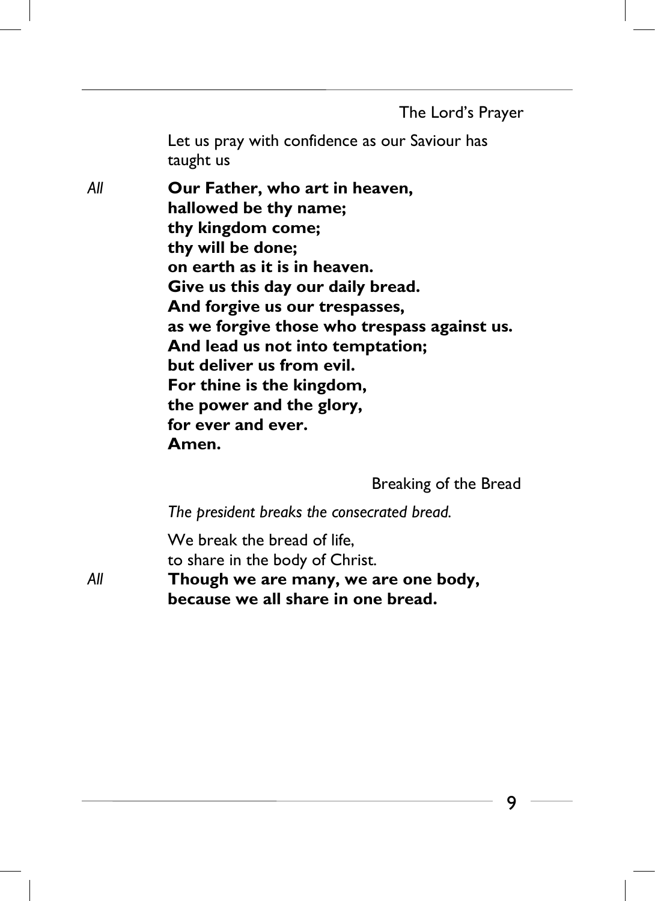## The Lord's Prayer

Let us pray with confidence as our Saviour has taught us

*All* **Our Father, who art in heaven,**
**hallowed be thy name;**
**thy kingdom come;**
**thy will be done;**
**on earth as it is in heaven.**
**Give us this day our daily bread.**
**And forgive us our trespasses,**
**as we forgive those who trespass against us.**
**And lead us not into temptation;**
**but deliver us from evil.**
**For thine is the kingdom,**
**the power and the glory,**
**for ever and ever.**
**Amen.**

## Breaking of the Bread

*The president breaks the consecrated bread.*

We break the bread of life,
to share in the body of Christ.

*All* **Though we are many, we are one body,**
**because we all share in one bread.**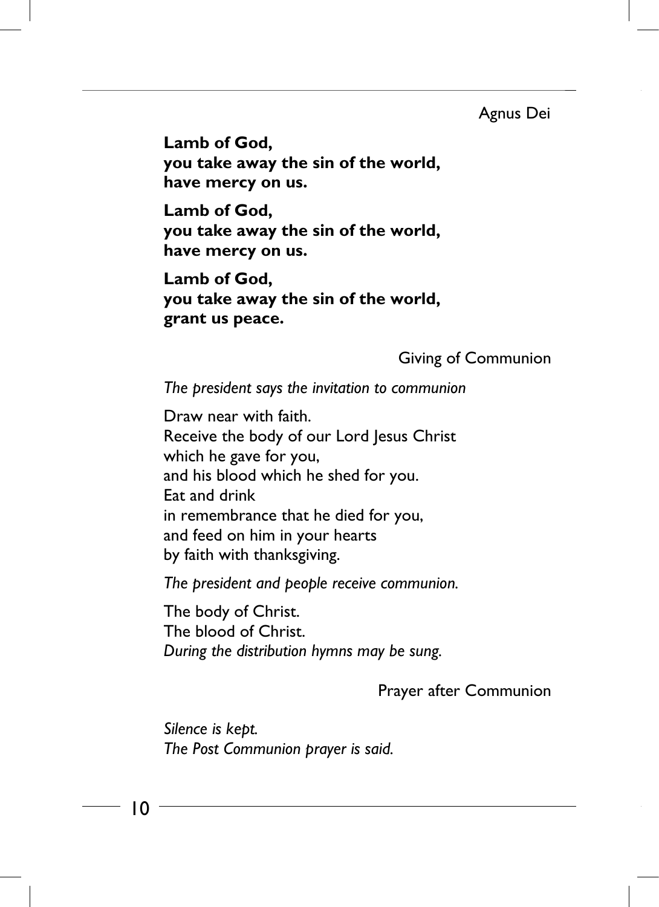## Agnus Dei

**Lamb of God,**
**you take away the sin of the world,**
**have mercy on us.**

**Lamb of God,**
**you take away the sin of the world,**
**have mercy on us.**

**Lamb of God,**
**you take away the sin of the world,**
**grant us peace.**

## Giving of Communion

*The president says the invitation to communion*

Draw near with faith.
Receive the body of our Lord Jesus Christ
which he gave for you,
and his blood which he shed for you.
Eat and drink
in remembrance that he died for you,
and feed on him in your hearts
by faith with thanksgiving.

*The president and people receive communion.*

The body of Christ.
The blood of Christ.
*During the distribution hymns may be sung.*

## Prayer after Communion

*Silence is kept.*
*The Post Communion prayer is said.*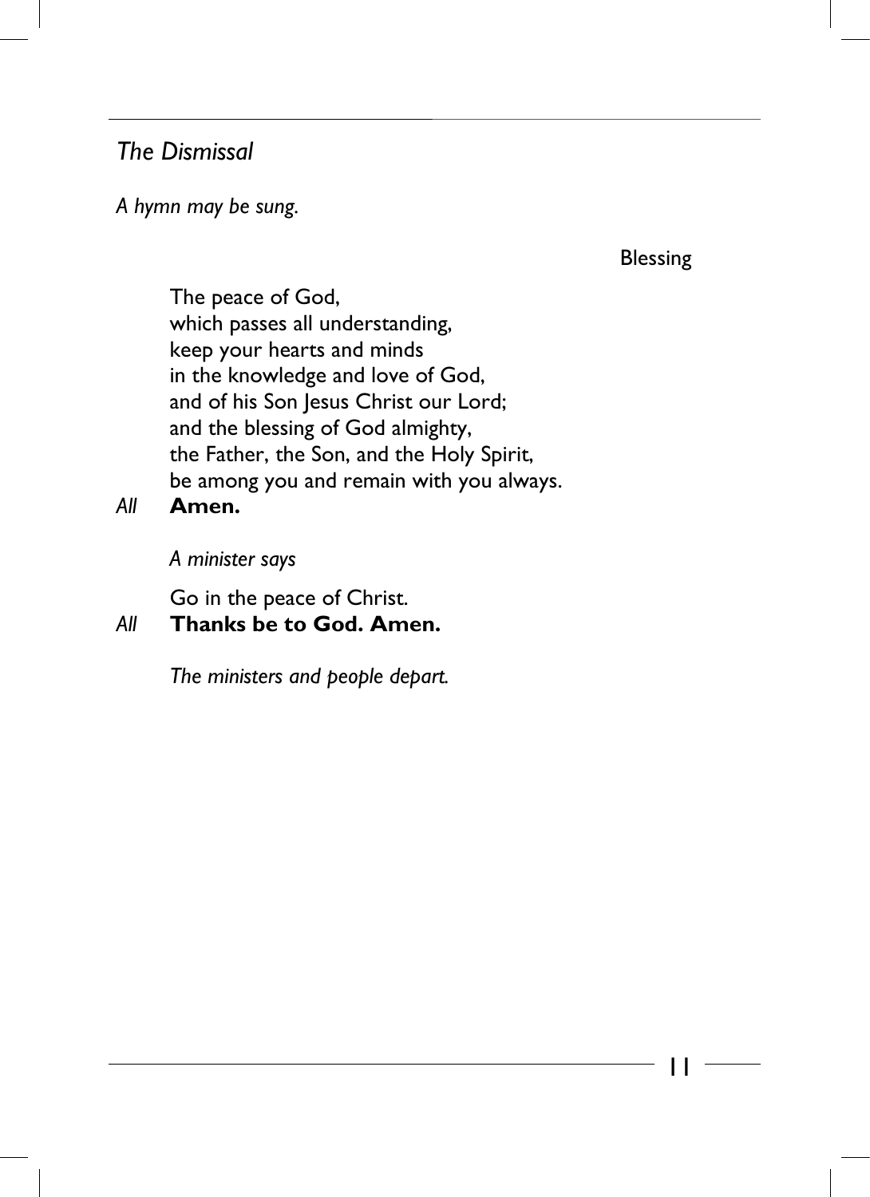## *The Dismissal*

*A hymn may be sung.*

Blessing

The peace of God,
which passes all understanding,
keep your hearts and minds
in the knowledge and love of God,
and of his Son Jesus Christ our Lord;
and the blessing of God almighty,
the Father, the Son, and the Holy Spirit,
be among you and remain with you always.

*All* **Amen.**

*A minister says*

Go in the peace of Christ.

*All* **Thanks be to God. Amen.**

*The ministers and people depart.*